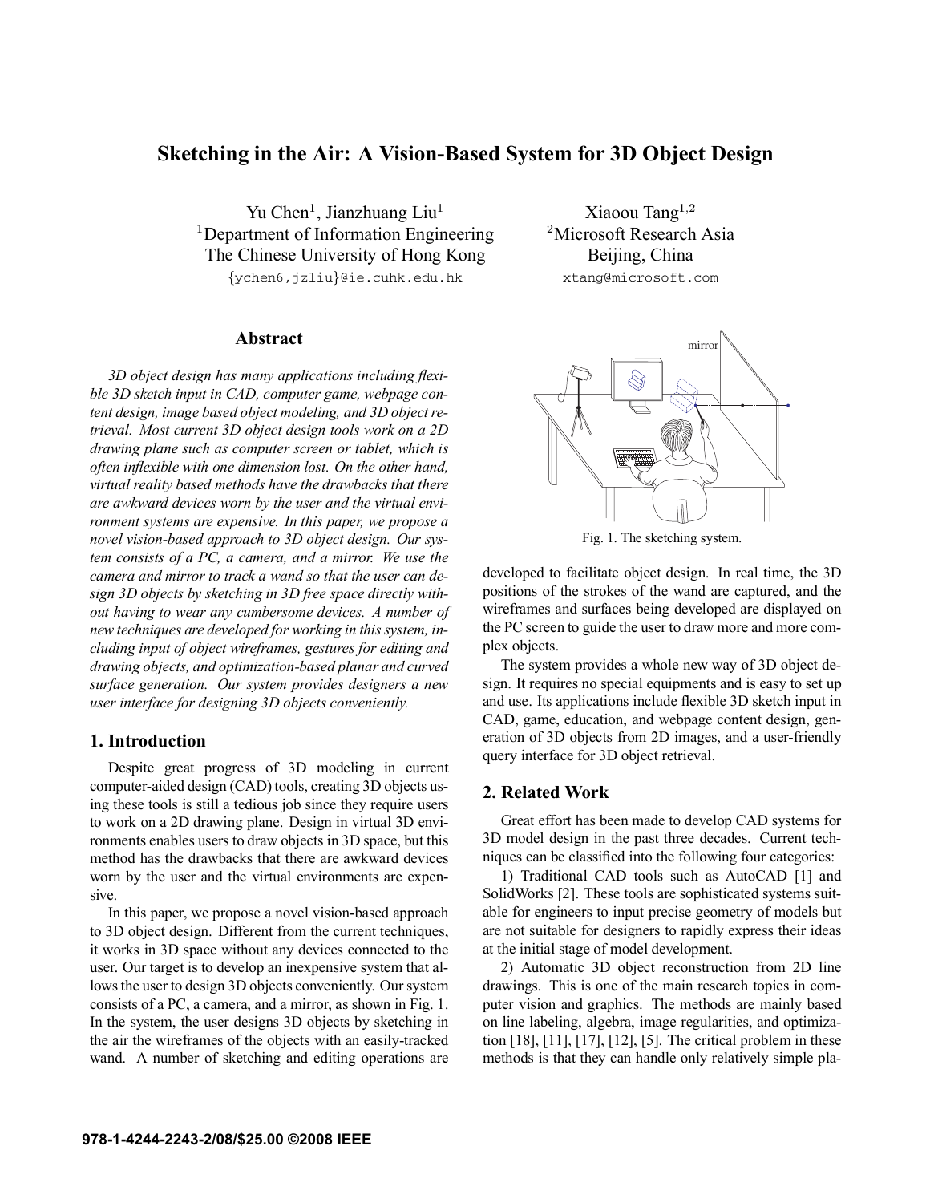# Sketching in the Air: A Vision-Based System for 3D Object Design

Yu Chen[1], Jianzhuang Liu[1]
[1]Department of Information Engineering
The Chinese University of Hong Kong
{ychen6,jzliu}@ie.cuhk.edu.hk

Xiaoou Tang[1,2]
[2]Microsoft Research Asia
Beijing, China
xtang@microsoft.com

## Abstract

*3D object design has many applications including flexible 3D sketch input in CAD, computer game, webpage content design, image based object modeling, and 3D object retrieval. Most current 3D object design tools work on a 2D drawing plane such as computer screen or tablet, which is often inflexible with one dimension lost. On the other hand, virtual reality based methods have the drawbacks that there are awkward devices worn by the user and the virtual environment systems are expensive. In this paper, we propose a novel vision-based approach to 3D object design. Our system consists of a PC, a camera, and a mirror. We use the camera and mirror to track a wand so that the user can design 3D objects by sketching in 3D free space directly without having to wear any cumbersome devices. A number of new techniques are developed for working in this system, including input of object wireframes, gestures for editing and drawing objects, and optimization-based planar and curved surface generation. Our system provides designers a new user interface for designing 3D objects conveniently.*

## 1. Introduction

Despite great progress of 3D modeling in current computer-aided design (CAD) tools, creating 3D objects using these tools is still a tedious job since they require users to work on a 2D drawing plane. Design in virtual 3D environments enables users to draw objects in 3D space, but this method has the drawbacks that there are awkward devices worn by the user and the virtual environments are expensive.

In this paper, we propose a novel vision-based approach to 3D object design. Different from the current techniques, it works in 3D space without any devices connected to the user. Our target is to develop an inexpensive system that allows the user to design 3D objects conveniently. Our system consists of a PC, a camera, and a mirror, as shown in Fig. 1. In the system, the user designs 3D objects by sketching in the air the wireframes of the objects with an easily-tracked wand. A number of sketching and editing operations are developed to facilitate object design. In real time, the 3D positions of the strokes of the wand are captured, and the wireframes and surfaces being developed are displayed on the PC screen to guide the user to draw more and more complex objects.

Fig. 1. The sketching system.

The system provides a whole new way of 3D object design. It requires no special equipments and is easy to set up and use. Its applications include flexible 3D sketch input in CAD, game, education, and webpage content design, generation of 3D objects from 2D images, and a user-friendly query interface for 3D object retrieval.

## 2. Related Work

Great effort has been made to develop CAD systems for 3D model design in the past three decades. Current techniques can be classified into the following four categories:

1) Traditional CAD tools such as AutoCAD [1] and SolidWorks [2]. These tools are sophisticated systems suitable for engineers to input precise geometry of models but are not suitable for designers to rapidly express their ideas at the initial stage of model development.

2) Automatic 3D object reconstruction from 2D line drawings. This is one of the main research topics in computer vision and graphics. The methods are mainly based on line labeling, algebra, image regularities, and optimization [18], [11], [17], [12], [5]. The critical problem in these methods is that they can handle only relatively simple pla-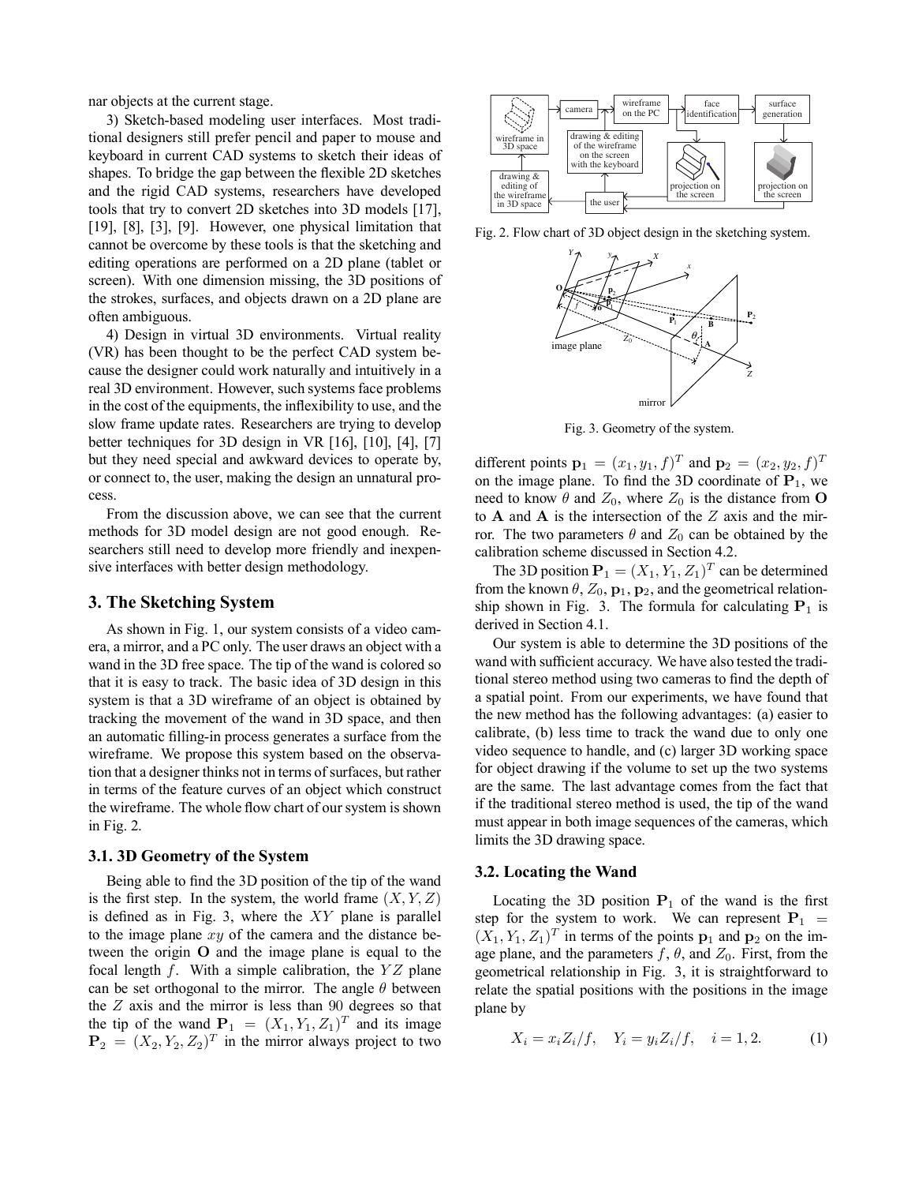nar objects at the current stage.

3) Sketch-based modeling user interfaces. Most traditional designers still prefer pencil and paper to mouse and keyboard in current CAD systems to sketch their ideas of shapes. To bridge the gap between the flexible 2D sketches and the rigid CAD systems, researchers have developed tools that try to convert 2D sketches into 3D models [17], [19], [8], [3], [9]. However, one physical limitation that cannot be overcome by these tools is that the sketching and editing operations are performed on a 2D plane (tablet or screen). With one dimension missing, the 3D positions of the strokes, surfaces, and objects drawn on a 2D plane are often ambiguous.

4) Design in virtual 3D environments. Virtual reality (VR) has been thought to be the perfect CAD system because the designer could work naturally and intuitively in a real 3D environment. However, such systems face problems in the cost of the equipments, the inflexibility to use, and the slow frame update rates. Researchers are trying to develop better techniques for 3D design in VR [16], [10], [4], [7] but they need special and awkward devices to operate by, or connect to, the user, making the design an unnatural process.

From the discussion above, we can see that the current methods for 3D model design are not good enough. Researchers still need to develop more friendly and inexpensive interfaces with better design methodology.

## 3. The Sketching System

As shown in Fig. 1, our system consists of a video camera, a mirror, and a PC only. The user draws an object with a wand in the 3D free space. The tip of the wand is colored so that it is easy to track. The basic idea of 3D design in this system is that a 3D wireframe of an object is obtained by tracking the movement of the wand in 3D space, and then an automatic filling-in process generates a surface from the wireframe. We propose this system based on the observation that a designer thinks not in terms of surfaces, but rather in terms of the feature curves of an object which construct the wireframe. The whole flow chart of our system is shown in Fig. 2.

Fig. 2. Flow chart of 3D object design in the sketching system.

Fig. 3. Geometry of the system.

### 3.1. 3D Geometry of the System

Being able to find the 3D position of the tip of the wand is the first step. In the system, the world frame $(X, Y, Z)$ is defined as in Fig. 3, where the $XY$ plane is parallel to the image plane $xy$ of the camera and the distance between the origin $\mathbf{O}$ and the image plane is equal to the focal length $f$. With a simple calibration, the $YZ$ plane can be set orthogonal to the mirror. The angle $\theta$ between the $Z$ axis and the mirror is less than 90 degrees so that the tip of the wand $\mathbf{P}_1 = (X_1, Y_1, Z_1)^T$ and its image $\mathbf{P}_2 = (X_2, Y_2, Z_2)^T$ in the mirror always project to two different points $\mathbf{p}_1 = (x_1, y_1, f)^T$ and $\mathbf{p}_2 = (x_2, y_2, f)^T$ on the image plane. To find the 3D coordinate of $\mathbf{P}_1$, we need to know $\theta$ and $Z_0$, where $Z_0$ is the distance from $\mathbf{O}$ to $\mathbf{A}$ and $\mathbf{A}$ is the intersection of the $Z$ axis and the mirror. The two parameters $\theta$ and $Z_0$ can be obtained by the calibration scheme discussed in Section 4.2.

The 3D position $\mathbf{P}_1 = (X_1, Y_1, Z_1)^T$ can be determined from the known $\theta$, $Z_0$, $\mathbf{p}_1$, $\mathbf{p}_2$, and the geometrical relationship shown in Fig. 3. The formula for calculating $\mathbf{P}_1$ is derived in Section 4.1.

Our system is able to determine the 3D positions of the wand with sufficient accuracy. We have also tested the traditional stereo method using two cameras to find the depth of a spatial point. From our experiments, we have found that the new method has the following advantages: (a) easier to calibrate, (b) less time to track the wand due to only one video sequence to handle, and (c) larger 3D working space for object drawing if the volume to set up the two systems are the same. The last advantage comes from the fact that if the traditional stereo method is used, the tip of the wand must appear in both image sequences of the cameras, which limits the 3D drawing space.

### 3.2. Locating the Wand

Locating the 3D position $\mathbf{P}_1$ of the wand is the first step for the system to work. We can represent $\mathbf{P}_1 = (X_1, Y_1, Z_1)^T$ in terms of the points $\mathbf{p}_1$ and $\mathbf{p}_2$ on the image plane, and the parameters $f$, $\theta$, and $Z_0$. First, from the geometrical relationship in Fig. 3, it is straightforward to relate the spatial positions with the positions in the image plane by

$$X_i = x_i Z_i / f, \quad Y_i = y_i Z_i / f, \quad i = 1, 2. \tag{1}$$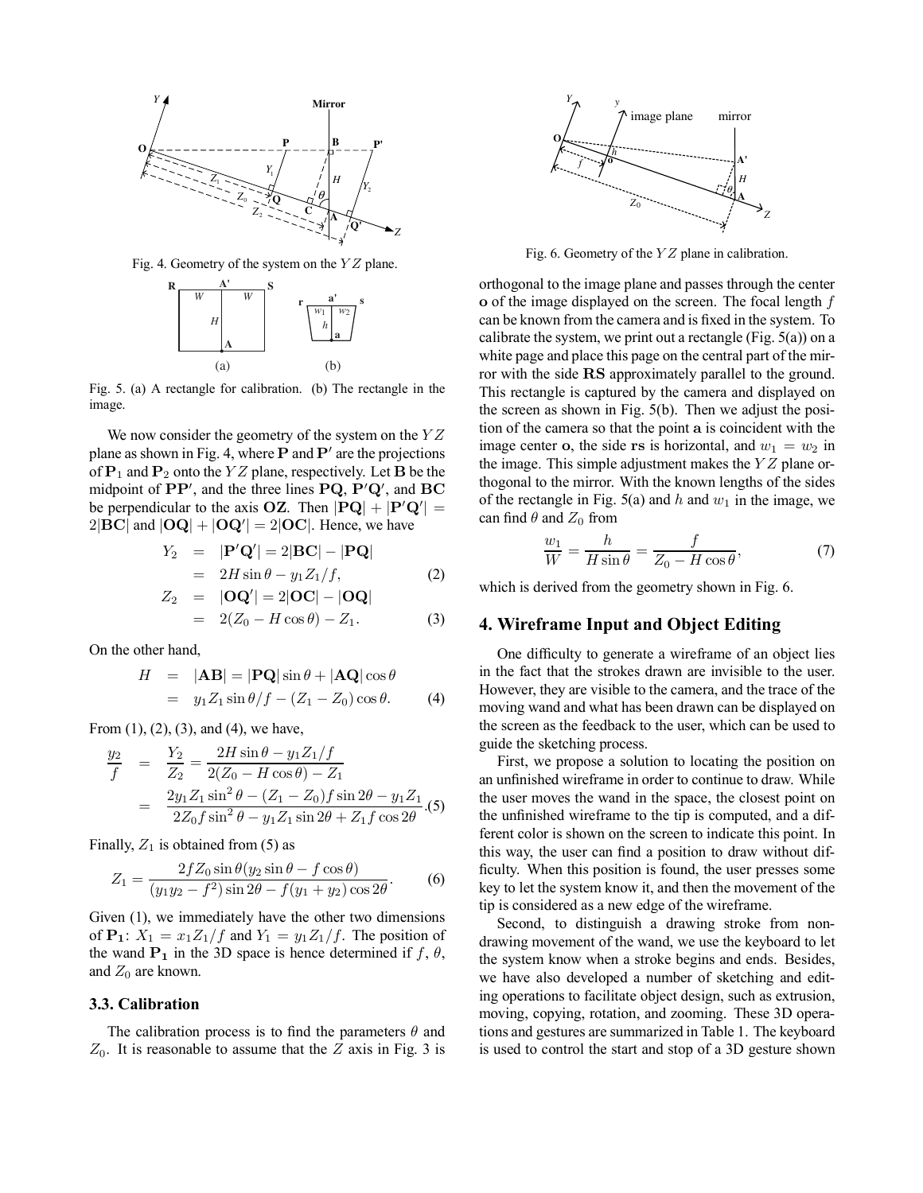Fig. 4. Geometry of the system on the $YZ$ plane.

Fig. 5. (a) A rectangle for calibration. (b) The rectangle in the image.

We now consider the geometry of the system on the $YZ$ plane as shown in Fig. 4, where $\mathbf{P}$ and $\mathbf{P}'$ are the projections of $\mathbf{P}_1$ and $\mathbf{P}_2$ onto the $YZ$ plane, respectively. Let $\mathbf{B}$ be the midpoint of $\mathbf{PP}'$, and the three lines $\mathbf{PQ}$, $\mathbf{P}'\mathbf{Q}'$, and $\mathbf{BC}$ be perpendicular to the axis $\mathbf{OZ}$. Then $|\mathbf{PQ}| + |\mathbf{P}'\mathbf{Q}'| = 2|\mathbf{BC}|$ and $|\mathbf{OQ}| + |\mathbf{OQ}'| = 2|\mathbf{OC}|$. Hence, we have

$$
\begin{aligned}
Y_2 &= |\mathbf{P}'\mathbf{Q}'| = 2|\mathbf{BC}| - |\mathbf{PQ}| \\
&= 2H\sin\theta - y_1 Z_1/f, \qquad (2) \\
Z_2 &= |\mathbf{OQ}'| = 2|\mathbf{OC}| - |\mathbf{OQ}| \\
&= 2(Z_0 - H\cos\theta) - Z_1. \qquad (3)
\end{aligned}
$$

On the other hand,

$$
\begin{aligned}
H &= |\mathbf{AB}| = |\mathbf{PQ}|\sin\theta + |\mathbf{AQ}|\cos\theta \\
&= y_1 Z_1 \sin\theta/f - (Z_1 - Z_0)\cos\theta. \qquad (4)
\end{aligned}
$$

From (1), (2), (3), and (4), we have,

$$
\begin{aligned}
\frac{y_2}{f} &= \frac{Y_2}{Z_2} = \frac{2H\sin\theta - y_1 Z_1/f}{2(Z_0 - H\cos\theta) - Z_1} \\
&= \frac{2y_1 Z_1 \sin^2\theta - (Z_1 - Z_0) f \sin 2\theta - y_1 Z_1}{2Z_0 f \sin^2\theta - y_1 Z_1 \sin 2\theta + Z_1 f \cos 2\theta}. \qquad (5)
\end{aligned}
$$

Finally, $Z_1$ is obtained from (5) as

$$
Z_1 = \frac{2fZ_0 \sin\theta (y_2 \sin\theta - f\cos\theta)}{(y_1 y_2 - f^2)\sin 2\theta - f(y_1 + y_2)\cos 2\theta}. \qquad (6)
$$

Given (1), we immediately have the other two dimensions of $\mathbf{P_1}$: $X_1 = x_1 Z_1/f$ and $Y_1 = y_1 Z_1/f$. The position of the wand $\mathbf{P_1}$ in the 3D space is hence determined if $f$, $\theta$, and $Z_0$ are known.

### 3.3. Calibration

The calibration process is to find the parameters $\theta$ and $Z_0$. It is reasonable to assume that the $Z$ axis in Fig. 3 is orthogonal to the image plane and passes through the center $\mathbf{o}$ of the image displayed on the screen. The focal length $f$ can be known from the camera and is fixed in the system. To calibrate the system, we print out a rectangle (Fig. 5(a)) on a white page and place this page on the central part of the mirror with the side $\mathbf{RS}$ approximately parallel to the ground. This rectangle is captured by the camera and displayed on the screen as shown in Fig. 5(b). Then we adjust the position of the camera so that the point $\mathbf{a}$ is coincident with the image center $\mathbf{o}$, the side $\mathbf{rs}$ is horizontal, and $w_1 = w_2$ in the image. This simple adjustment makes the $YZ$ plane orthogonal to the mirror. With the known lengths of the sides of the rectangle in Fig. 5(a) and $h$ and $w_1$ in the image, we can find $\theta$ and $Z_0$ from

$$
\frac{w_1}{W} = \frac{h}{H\sin\theta} = \frac{f}{Z_0 - H\cos\theta}, \qquad (7)
$$

which is derived from the geometry shown in Fig. 6.

Fig. 6. Geometry of the $YZ$ plane in calibration.

## 4. Wireframe Input and Object Editing

One difficulty to generate a wireframe of an object lies in the fact that the strokes drawn are invisible to the user. However, they are visible to the camera, and the trace of the moving wand and what has been drawn can be displayed on the screen as the feedback to the user, which can be used to guide the sketching process.

First, we propose a solution to locating the position on an unfinished wireframe in order to continue to draw. While the user moves the wand in the space, the closest point on the unfinished wireframe to the tip is computed, and a different color is shown on the screen to indicate this point. In this way, the user can find a position to draw without difficulty. When this position is found, the user presses some key to let the system know it, and then the movement of the tip is considered as a new edge of the wireframe.

Second, to distinguish a drawing stroke from non-drawing movement of the wand, we use the keyboard to let the system know when a stroke begins and ends. Besides, we have also developed a number of sketching and editing operations to facilitate object design, such as extrusion, moving, copying, rotation, and zooming. These 3D operations and gestures are summarized in Table 1. The keyboard is used to control the start and stop of a 3D gesture shown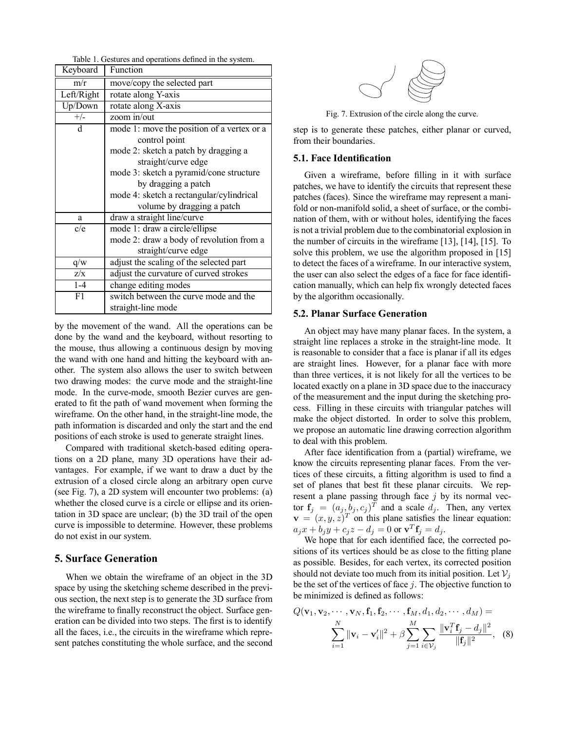Table 1. Gestures and operations defined in the system.

| Keyboard | Function |
|---|---|
| m/r | move/copy the selected part |
| Left/Right | rotate along Y-axis |
| Up/Down | rotate along X-axis |
| +/- | zoom in/out |
| d | mode 1: move the position of a vertex or a control point<br>mode 2: sketch a patch by dragging a straight/curve edge<br>mode 3: sketch a pyramid/cone structure by dragging a patch<br>mode 4: sketch a rectangular/cylindrical volume by dragging a patch |
| a | draw a straight line/curve |
| c/e | mode 1: draw a circle/ellipse<br>mode 2: draw a body of revolution from a straight/curve edge |
| q/w | adjust the scaling of the selected part |
| z/x | adjust the curvature of curved strokes |
| 1-4 | change editing modes |
| F1 | switch between the curve mode and the straight-line mode |

by the movement of the wand. All the operations can be done by the wand and the keyboard, without resorting to the mouse, thus allowing a continuous design by moving the wand with one hand and hitting the keyboard with another. The system also allows the user to switch between two drawing modes: the curve mode and the straight-line mode. In the curve-mode, smooth Bezier curves are generated to fit the path of wand movement when forming the wireframe. On the other hand, in the straight-line mode, the path information is discarded and only the start and the end positions of each stroke is used to generate straight lines.

Compared with traditional sketch-based editing operations on a 2D plane, many 3D operations have their advantages. For example, if we want to draw a duct by the extrusion of a closed circle along an arbitrary open curve (see Fig. 7), a 2D system will encounter two problems: (a) whether the closed curve is a circle or ellipse and its orientation in 3D space are unclear; (b) the 3D trail of the open curve is impossible to determine. However, these problems do not exist in our system.

## 5. Surface Generation

When we obtain the wireframe of an object in the 3D space by using the sketching scheme described in the previous section, the next step is to generate the 3D surface from the wireframe to finally reconstruct the object. Surface generation can be divided into two steps. The first is to identify all the faces, i.e., the circuits in the wireframe which represent patches constituting the whole surface, and the second step is to generate these patches, either planar or curved, from their boundaries.

Fig. 7. Extrusion of the circle along the curve.

### 5.1. Face Identification

Given a wireframe, before filling in it with surface patches, we have to identify the circuits that represent these patches (faces). Since the wireframe may represent a manifold or non-manifold solid, a sheet of surface, or the combination of them, with or without holes, identifying the faces is not a trivial problem due to the combinatorial explosion in the number of circuits in the wireframe [13], [14], [15]. To solve this problem, we use the algorithm proposed in [15] to detect the faces of a wireframe. In our interactive system, the user can also select the edges of a face for face identification manually, which can help fix wrongly detected faces by the algorithm occasionally.

### 5.2. Planar Surface Generation

An object may have many planar faces. In the system, a straight line replaces a stroke in the straight-line mode. It is reasonable to consider that a face is planar if all its edges are straight lines. However, for a planar face with more than three vertices, it is not likely for all the vertices to be located exactly on a plane in 3D space due to the inaccuracy of the measurement and the input during the sketching process. Filling in these circuits with triangular patches will make the object distorted. In order to solve this problem, we propose an automatic line drawing correction algorithm to deal with this problem.

After face identification from a (partial) wireframe, we know the circuits representing planar faces. From the vertices of these circuits, a fitting algorithm is used to find a set of planes that best fit these planar circuits. We represent a plane passing through face $j$ by its normal vector $\mathbf{f}_j = (a_j, b_j, c_j)^T$ and a scale $d_j$. Then, any vertex $\mathbf{v} = (x, y, z)^T$ on this plane satisfies the linear equation: $a_j x + b_j y + c_j z - d_j = 0$ or $\mathbf{v}^T \mathbf{f}_j = d_j$.

We hope that for each identified face, the corrected positions of its vertices should be as close to the fitting plane as possible. Besides, for each vertex, its corrected position should not deviate too much from its initial position. Let $\mathcal{V}_j$ be the set of the vertices of face $j$. The objective function to be minimized is defined as follows:

$$Q(\mathbf{v}_1, \mathbf{v}_2, \cdots, \mathbf{v}_N, \mathbf{f}_1, \mathbf{f}_2, \cdots, \mathbf{f}_M, d_1, d_2, \cdots, d_M) = \sum_{i=1}^{N} \|\mathbf{v}_i - \mathbf{v}'_i\|^2 + \beta \sum_{j=1}^{M} \sum_{i \in \mathcal{V}_j} \frac{\|\mathbf{v}_i^T \mathbf{f}_j - d_j\|^2}{\|\mathbf{f}_j\|^2}, \quad (8)$$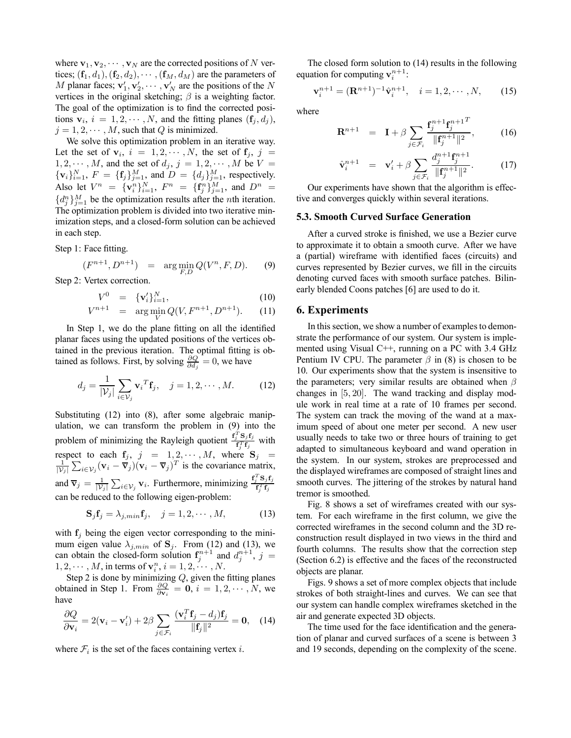where $\mathbf{v}_1, \mathbf{v}_2, \cdots, \mathbf{v}_N$ are the corrected positions of $N$ vertices; $(\mathbf{f}_1, d_1), (\mathbf{f}_2, d_2), \cdots, (\mathbf{f}_M, d_M)$ are the parameters of $M$ planar faces; $\mathbf{v}'_1, \mathbf{v}'_2, \cdots, \mathbf{v}'_N$ are the positions of the $N$ vertices in the original sketching; $\beta$ is a weighting factor. The goal of the optimization is to find the corrected positions $\mathbf{v}_i$, $i = 1, 2, \cdots, N$, and the fitting planes $(\mathbf{f}_j, d_j)$, $j = 1, 2, \cdots, M$, such that $Q$ is minimized.

We solve this optimization problem in an iterative way. Let the set of $\mathbf{v}_i$, $i = 1, 2, \cdots, N$, the set of $\mathbf{f}_j$, $j = 1, 2, \cdots, M$, and the set of $d_j$, $j = 1, 2, \cdots, M$ be $V = \{\mathbf{v}_i\}_{i=1}^N$, $F = \{\mathbf{f}_j\}_{j=1}^M$, and $D = \{d_j\}_{j=1}^M$, respectively. Also let $V^n = \{\mathbf{v}_i^n\}_{i=1}^N$, $F^n = \{\mathbf{f}_j^n\}_{j=1}^M$, and $D^n = \{d_j^n\}_{j=1}^M$ be the optimization results after the $n$th iteration. The optimization problem is divided into two iterative minimization steps, and a closed-form solution can be achieved in each step.

Step 1: Face fitting.

$$(F^{n+1}, D^{n+1}) = \arg\min_{F,D} Q(V^n, F, D). \quad (9)$$

Step 2: Vertex correction.

$$V^0 = \{\mathbf{v}'_i\}_{i=1}^N, \quad (10)$$

$$V^{n+1} = \arg\min_{V} Q(V, F^{n+1}, D^{n+1}). \quad (11)$$

In Step 1, we do the plane fitting on all the identified planar faces using the updated positions of the vertices obtained in the previous iteration. The optimal fitting is obtained as follows. First, by solving $\frac{\partial Q}{\partial d_j} = 0$, we have

$$d_j = \frac{1}{|\mathcal{V}_j|} \sum_{i \in \mathcal{V}_j} \mathbf{v}_i{}^T \mathbf{f}_j, \quad j = 1, 2, \cdots, M. \quad (12)$$

Substituting (12) into (8), after some algebraic manipulation, we can transform the problem in (9) into the problem of minimizing the Rayleigh quotient $\frac{\mathbf{f}_j^T \mathbf{S}_j \mathbf{f}_j}{\mathbf{f}_j^T \mathbf{f}_j}$ with respect to each $\mathbf{f}_j$, $j = 1, 2, \cdots, M$, where $\mathbf{S}_j = \frac{1}{|\mathcal{V}_j|} \sum_{i \in \mathcal{V}_j} (\mathbf{v}_i - \overline{\mathbf{v}}_j)(\mathbf{v}_i - \overline{\mathbf{v}}_j)^T$ is the covariance matrix, and $\overline{\mathbf{v}}_j = \frac{1}{|\mathcal{V}_j|} \sum_{i \in \mathcal{V}_j} \mathbf{v}_i$. Furthermore, minimizing $\frac{\mathbf{f}_j^T \mathbf{S}_j \mathbf{f}_j}{\mathbf{f}_j^T \mathbf{f}_j}$ can be reduced to the following eigen-problem:

$$\mathbf{S}_j \mathbf{f}_j = \lambda_{j,min} \mathbf{f}_j, \quad j = 1, 2, \cdots, M, \quad (13)$$

with $\mathbf{f}_j$ being the eigen vector corresponding to the minimum eigen value $\lambda_{j,min}$ of $\mathbf{S}_j$. From (12) and (13), we can obtain the closed-form solution $\mathbf{f}_j^{n+1}$ and $d_j^{n+1}$, $j = 1, 2, \cdots, M$, in terms of $\mathbf{v}_i^n$, $i = 1, 2, \cdots, N$.

Step 2 is done by minimizing $Q$, given the fitting planes obtained in Step 1. From $\frac{\partial Q}{\partial \mathbf{v}_i} = \mathbf{0}$, $i = 1, 2, \cdots, N$, we have

$$\frac{\partial Q}{\partial \mathbf{v}_i} = 2(\mathbf{v}_i - \mathbf{v}'_i) + 2\beta \sum_{j \in \mathcal{F}_i} \frac{(\mathbf{v}_i^T \mathbf{f}_j - d_j)\mathbf{f}_j}{\|\mathbf{f}_j\|^2} = \mathbf{0}, \quad (14)$$

where $\mathcal{F}_i$ is the set of the faces containing vertex $i$.

The closed form solution to (14) results in the following equation for computing $\mathbf{v}_i^{n+1}$:

$$\mathbf{v}_i^{n+1} = (\mathbf{R}^{n+1})^{-1} \hat{\mathbf{v}}_i^{n+1}, \quad i = 1, 2, \cdots, N, \quad (15)$$

where

$$\mathbf{R}^{n+1} = \mathbf{I} + \beta \sum_{j \in \mathcal{F}_i} \frac{\mathbf{f}_j^{n+1} \mathbf{f}_j^{n+1\,T}}{\|\mathbf{f}_j^{n+1}\|^2}, \quad (16)$$

$$\hat{\mathbf{v}}_i^{n+1} = \mathbf{v}'_i + \beta \sum_{j \in \mathcal{F}_i} \frac{d_j^{n+1} \mathbf{f}_j^{n+1}}{\|\mathbf{f}_j^{n+1}\|^2}. \quad (17)$$

Our experiments have shown that the algorithm is effective and converges quickly within several iterations.

### 5.3. Smooth Curved Surface Generation

After a curved stroke is finished, we use a Bezier curve to approximate it to obtain a smooth curve. After we have a (partial) wireframe with identified faces (circuits) and curves represented by Bezier curves, we fill in the circuits denoting curved faces with smooth surface patches. Bilinearly blended Coons patches [6] are used to do it.

## 6. Experiments

In this section, we show a number of examples to demonstrate the performance of our system. Our system is implemented using Visual C++, running on a PC with 3.4 GHz Pentium IV CPU. The parameter $\beta$ in (8) is chosen to be 10. Our experiments show that the system is insensitive to the parameters; very similar results are obtained when $\beta$ changes in $[5, 20]$. The wand tracking and display module work in real time at a rate of 10 frames per second. The system can track the moving of the wand at a maximum speed of about one meter per second. A new user usually needs to take two or three hours of training to get adapted to simultaneous keyboard and wand operation in the system. In our system, strokes are preprocessed and the displayed wireframes are composed of straight lines and smooth curves. The jittering of the strokes by natural hand tremor is smoothed.

Fig. 8 shows a set of wireframes created with our system. For each wireframe in the first column, we give the corrected wireframes in the second column and the 3D reconstruction result displayed in two views in the third and fourth columns. The results show that the correction step (Section 6.2) is effective and the faces of the reconstructed objects are planar.

Figs. 9 shows a set of more complex objects that include strokes of both straight-lines and curves. We can see that our system can handle complex wireframes sketched in the air and generate expected 3D objects.

The time used for the face identification and the generation of planar and curved surfaces of a scene is between 3 and 19 seconds, depending on the complexity of the scene.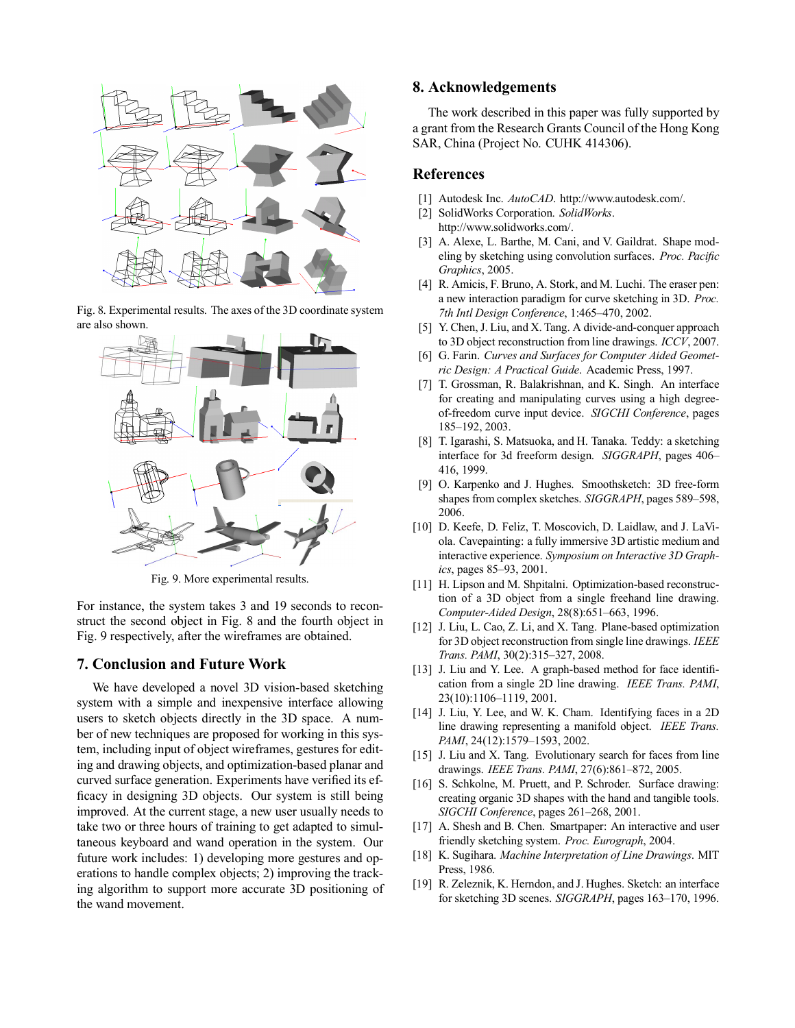Fig. 8. Experimental results. The axes of the 3D coordinate system are also shown.

Fig. 9. More experimental results.

For instance, the system takes 3 and 19 seconds to reconstruct the second object in Fig. 8 and the fourth object in Fig. 9 respectively, after the wireframes are obtained.

## 7. Conclusion and Future Work

We have developed a novel 3D vision-based sketching system with a simple and inexpensive interface allowing users to sketch objects directly in the 3D space. A number of new techniques are proposed for working in this system, including input of object wireframes, gestures for editing and drawing objects, and optimization-based planar and curved surface generation. Experiments have verified its efficacy in designing 3D objects. Our system is still being improved. At the current stage, a new user usually needs to take two or three hours of training to get adapted to simultaneous keyboard and wand operation in the system. Our future work includes: 1) developing more gestures and operations to handle complex objects; 2) improving the tracking algorithm to support more accurate 3D positioning of the wand movement.

## 8. Acknowledgements

The work described in this paper was fully supported by a grant from the Research Grants Council of the Hong Kong SAR, China (Project No. CUHK 414306).

## References

[1] Autodesk Inc. *AutoCAD*. http://www.autodesk.com/.

[2] SolidWorks Corporation. *SolidWorks*. http://www.solidworks.com/.

[3] A. Alexe, L. Barthe, M. Cani, and V. Gaildrat. Shape modeling by sketching using convolution surfaces. *Proc. Pacific Graphics*, 2005.

[4] R. Amicis, F. Bruno, A. Stork, and M. Luchi. The eraser pen: a new interaction paradigm for curve sketching in 3D. *Proc. 7th Intl Design Conference*, 1:465–470, 2002.

[5] Y. Chen, J. Liu, and X. Tang. A divide-and-conquer approach to 3D object reconstruction from line drawings. *ICCV*, 2007.

[6] G. Farin. *Curves and Surfaces for Computer Aided Geometric Design: A Practical Guide*. Academic Press, 1997.

[7] T. Grossman, R. Balakrishnan, and K. Singh. An interface for creating and manipulating curves using a high degree-of-freedom curve input device. *SIGCHI Conference*, pages 185–192, 2003.

[8] T. Igarashi, S. Matsuoka, and H. Tanaka. Teddy: a sketching interface for 3d freeform design. *SIGGRAPH*, pages 406–416, 1999.

[9] O. Karpenko and J. Hughes. Smoothsketch: 3D free-form shapes from complex sketches. *SIGGRAPH*, pages 589–598, 2006.

[10] D. Keefe, D. Feliz, T. Moscovich, D. Laidlaw, and J. LaViola. Cavepainting: a fully immersive 3D artistic medium and interactive experience. *Symposium on Interactive 3D Graphics*, pages 85–93, 2001.

[11] H. Lipson and M. Shpitalni. Optimization-based reconstruction of a 3D object from a single freehand line drawing. *Computer-Aided Design*, 28(8):651–663, 1996.

[12] J. Liu, L. Cao, Z. Li, and X. Tang. Plane-based optimization for 3D object reconstruction from single line drawings. *IEEE Trans. PAMI*, 30(2):315–327, 2008.

[13] J. Liu and Y. Lee. A graph-based method for face identification from a single 2D line drawing. *IEEE Trans. PAMI*, 23(10):1106–1119, 2001.

[14] J. Liu, Y. Lee, and W. K. Cham. Identifying faces in a 2D line drawing representing a manifold object. *IEEE Trans. PAMI*, 24(12):1579–1593, 2002.

[15] J. Liu and X. Tang. Evolutionary search for faces from line drawings. *IEEE Trans. PAMI*, 27(6):861–872, 2005.

[16] S. Schkolne, M. Pruett, and P. Schroder. Surface drawing: creating organic 3D shapes with the hand and tangible tools. *SIGCHI Conference*, pages 261–268, 2001.

[17] A. Shesh and B. Chen. Smartpaper: An interactive and user friendly sketching system. *Proc. Eurograph*, 2004.

[18] K. Sugihara. *Machine Interpretation of Line Drawings*. MIT Press, 1986.

[19] R. Zeleznik, K. Herndon, and J. Hughes. Sketch: an interface for sketching 3D scenes. *SIGGRAPH*, pages 163–170, 1996.